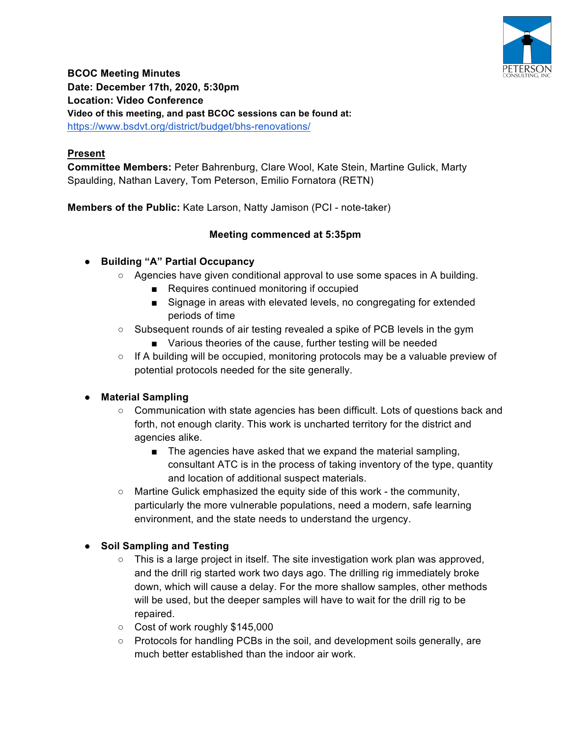**BCOC Meeting Minutes**
**Date: December 17th, 2020, 5:30pm**
**Location: Video Conference**
**Video of this meeting, and past BCOC sessions can be found at:**
https://www.bsdvt.org/district/budget/bhs-renovations/

**Present**

**Committee Members:** Peter Bahrenburg, Clare Wool, Kate Stein, Martine Gulick, Marty Spaulding, Nathan Lavery, Tom Peterson, Emilio Fornatora (RETN)

**Members of the Public:** Kate Larson, Natty Jamison (PCI - note-taker)

**Meeting commenced at 5:35pm**

- **Building "A" Partial Occupancy**
  - Agencies have given conditional approval to use some spaces in A building.
    - Requires continued monitoring if occupied
    - Signage in areas with elevated levels, no congregating for extended periods of time
  - Subsequent rounds of air testing revealed a spike of PCB levels in the gym
    - Various theories of the cause, further testing will be needed
  - If A building will be occupied, monitoring protocols may be a valuable preview of potential protocols needed for the site generally.

- **Material Sampling**
  - Communication with state agencies has been difficult. Lots of questions back and forth, not enough clarity. This work is uncharted territory for the district and agencies alike.
    - The agencies have asked that we expand the material sampling, consultant ATC is in the process of taking inventory of the type, quantity and location of additional suspect materials.
  - Martine Gulick emphasized the equity side of this work - the community, particularly the more vulnerable populations, need a modern, safe learning environment, and the state needs to understand the urgency.

- **Soil Sampling and Testing**
  - This is a large project in itself. The site investigation work plan was approved, and the drill rig started work two days ago. The drilling rig immediately broke down, which will cause a delay. For the more shallow samples, other methods will be used, but the deeper samples will have to wait for the drill rig to be repaired.
  - Cost of work roughly $145,000
  - Protocols for handling PCBs in the soil, and development soils generally, are much better established than the indoor air work.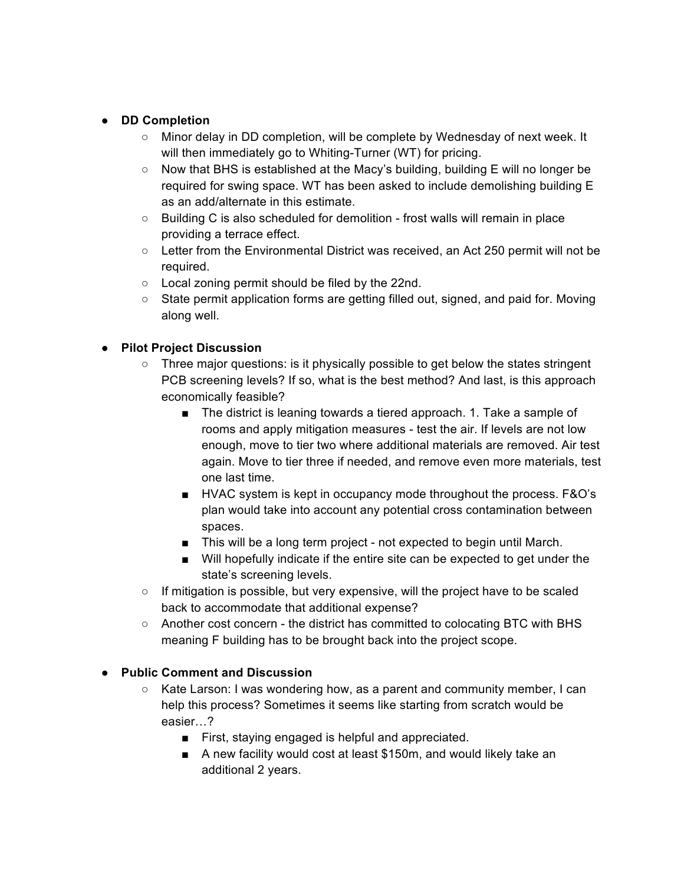- **DD Completion**
  - Minor delay in DD completion, will be complete by Wednesday of next week. It will then immediately go to Whiting-Turner (WT) for pricing.
  - Now that BHS is established at the Macy's building, building E will no longer be required for swing space. WT has been asked to include demolishing building E as an add/alternate in this estimate.
  - Building C is also scheduled for demolition - frost walls will remain in place providing a terrace effect.
  - Letter from the Environmental District was received, an Act 250 permit will not be required.
  - Local zoning permit should be filed by the 22nd.
  - State permit application forms are getting filled out, signed, and paid for. Moving along well.

- **Pilot Project Discussion**
  - Three major questions: is it physically possible to get below the states stringent PCB screening levels? If so, what is the best method? And last, is this approach economically feasible?
    - The district is leaning towards a tiered approach. 1. Take a sample of rooms and apply mitigation measures - test the air. If levels are not low enough, move to tier two where additional materials are removed. Air test again. Move to tier three if needed, and remove even more materials, test one last time.
    - HVAC system is kept in occupancy mode throughout the process. F&O's plan would take into account any potential cross contamination between spaces.
    - This will be a long term project - not expected to begin until March.
    - Will hopefully indicate if the entire site can be expected to get under the state's screening levels.
  - If mitigation is possible, but very expensive, will the project have to be scaled back to accommodate that additional expense?
  - Another cost concern - the district has committed to colocating BTC with BHS meaning F building has to be brought back into the project scope.

- **Public Comment and Discussion**
  - Kate Larson: I was wondering how, as a parent and community member, I can help this process? Sometimes it seems like starting from scratch would be easier…?
    - First, staying engaged is helpful and appreciated.
    - A new facility would cost at least $150m, and would likely take an additional 2 years.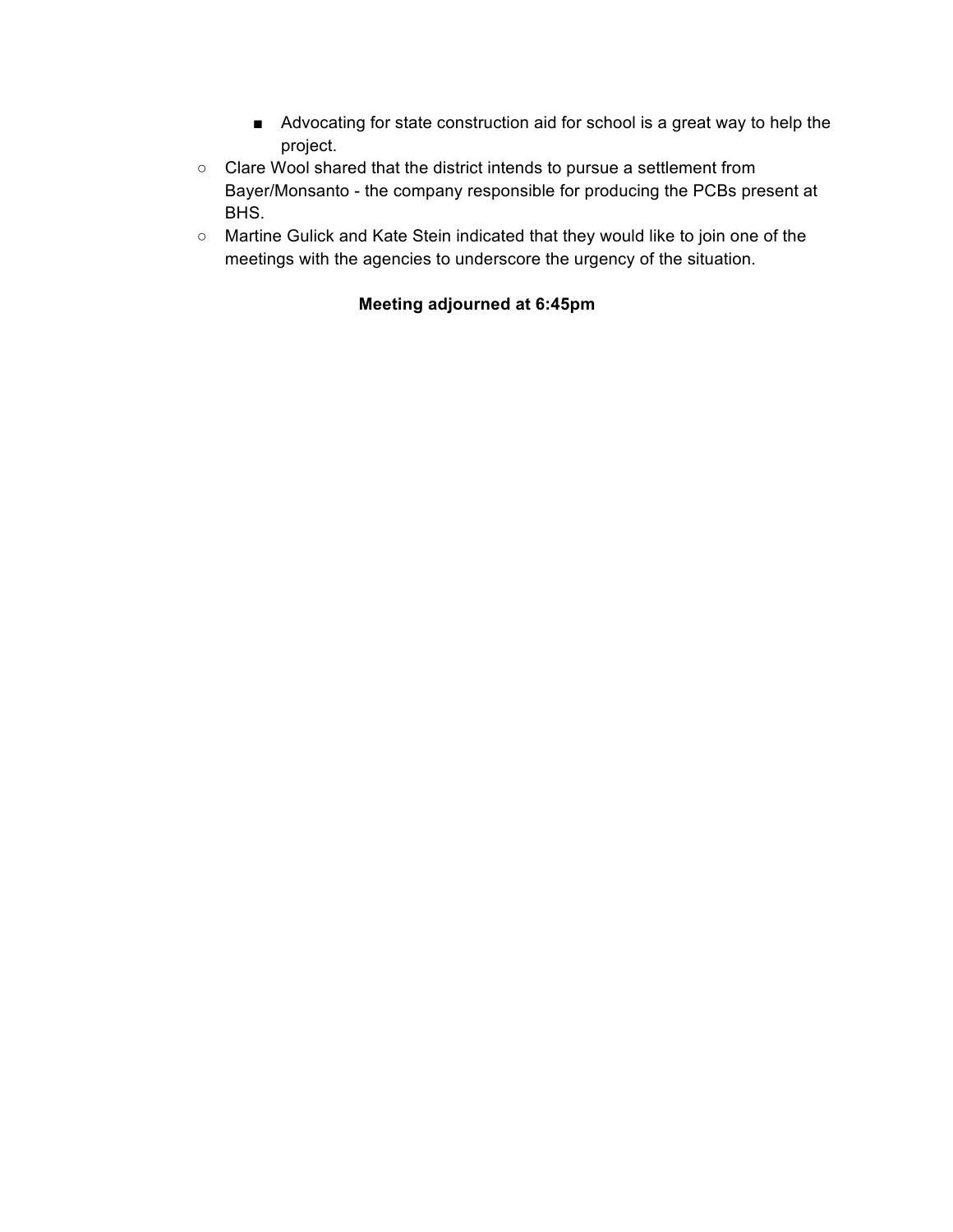- Advocating for state construction aid for school is a great way to help the project.
    - Clare Wool shared that the district intends to pursue a settlement from Bayer/Monsanto - the company responsible for producing the PCBs present at BHS.
    - Martine Gulick and Kate Stein indicated that they would like to join one of the meetings with the agencies to underscore the urgency of the situation.

**Meeting adjourned at 6:45pm**